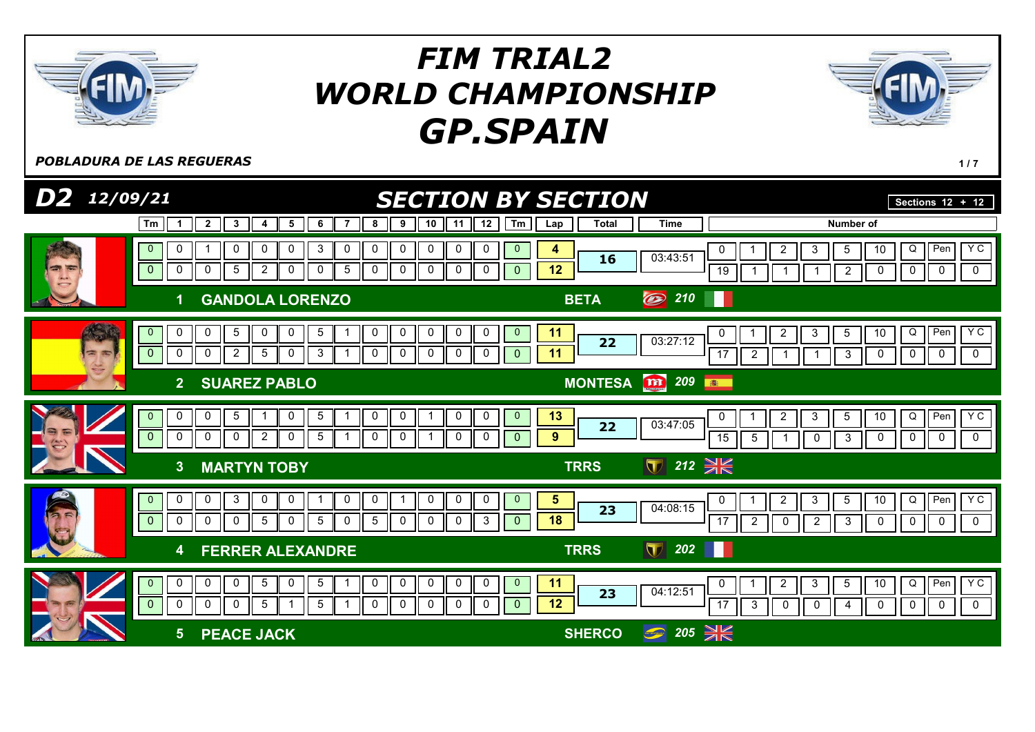# FIM TRIAL2 WORLD CHAMPIONSHIP GP.SPAIN

*POBLADURA DE LAS REGUERAS*

## D2 12/09/21 — SECTION BY SECTION

Sections 12 + 12

| Pos | Rider | Lap | Tm | 1 | 2 | 3 | 4 | 5 | 6 | 7 | 8 | 9 | 10 | 11 | 12 | Tm | Lap total | Total | Time | 0 | 1 | 2 | 3 | 5 | 10 | Q | Pen | Y C | Make | No. |
|---|---|---|---|---|---|---|---|---|---|---|---|---|---|---|---|---|---|---|---|---|---|---|---|---|---|---|---|---|---|---|
| 1 | GANDOLA LORENZO | 1 | 0 | 0 | 1 | 0 | 0 | 0 | 3 | 0 | 0 | 0 | 0 | 0 | 0 | 0 | 4 | 16 | 03:43:51 | 19 | 1 | 1 | 1 | 2 | 0 | 0 | 0 | 0 | BETA | 210 |
| | | 2 | 0 | 0 | 0 | 5 | 2 | 0 | 0 | 5 | 0 | 0 | 0 | 0 | 0 | 0 | 12 | | | | | | | | | | | | | |
| 2 | SUAREZ PABLO | 1 | 0 | 0 | 0 | 5 | 0 | 0 | 5 | 1 | 0 | 0 | 0 | 0 | 0 | 0 | 11 | 22 | 03:27:12 | 17 | 2 | 1 | 1 | 3 | 0 | 0 | 0 | 0 | MONTESA | 209 |
| | | 2 | 0 | 0 | 0 | 2 | 5 | 0 | 3 | 1 | 0 | 0 | 0 | 0 | 0 | 0 | 11 | | | | | | | | | | | | | |
| 3 | MARTYN TOBY | 1 | 0 | 0 | 0 | 5 | 1 | 0 | 5 | 1 | 0 | 0 | 1 | 0 | 0 | 0 | 13 | 22 | 03:47:05 | 15 | 5 | 1 | 0 | 3 | 0 | 0 | 0 | 0 | TRRS | 212 |
| | | 2 | 0 | 0 | 0 | 0 | 2 | 0 | 5 | 1 | 0 | 0 | 1 | 0 | 0 | 0 | 9 | | | | | | | | | | | | | |
| 4 | FERRER ALEXANDRE | 1 | 0 | 0 | 0 | 3 | 0 | 0 | 1 | 0 | 0 | 1 | 0 | 0 | 0 | 0 | 5 | 23 | 04:08:15 | 17 | 2 | 0 | 2 | 3 | 0 | 0 | 0 | 0 | TRRS | 202 |
| | | 2 | 0 | 0 | 0 | 0 | 5 | 0 | 5 | 0 | 5 | 0 | 0 | 0 | 3 | 0 | 18 | | | | | | | | | | | | | |
| 5 | PEACE JACK | 1 | 0 | 0 | 0 | 0 | 5 | 0 | 5 | 1 | 0 | 0 | 0 | 0 | 0 | 0 | 11 | 23 | 04:12:51 | 17 | 3 | 0 | 0 | 4 | 0 | 0 | 0 | 0 | SHERCO | 205 |
| | | 2 | 0 | 0 | 0 | 0 | 5 | 1 | 5 | 1 | 0 | 0 | 0 | 0 | 0 | 0 | 12 | | | | | | | | | | | | | |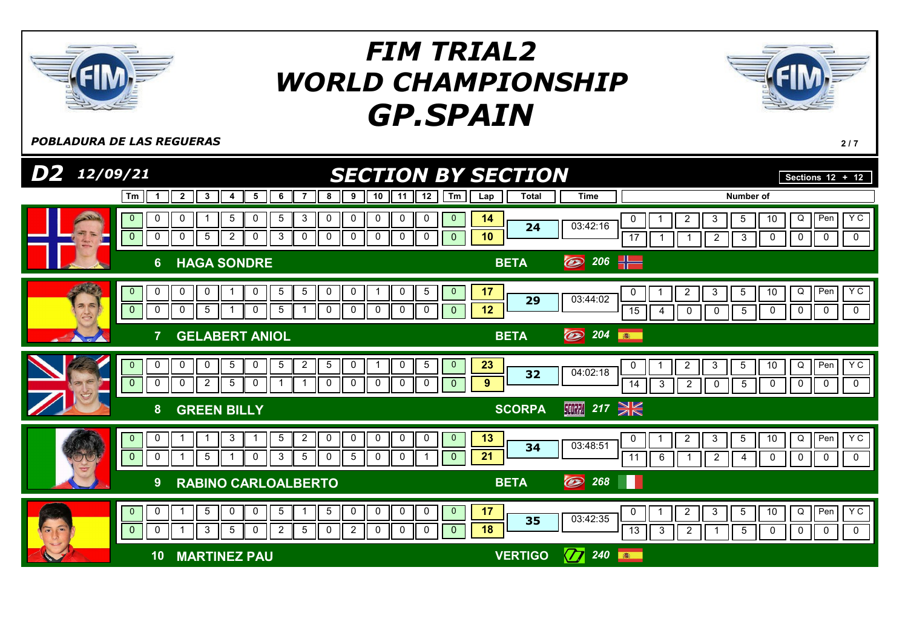# FIM TRIAL2 WORLD CHAMPIONSHIP GP.SPAIN

*POBLADURA DE LAS REGUERAS*

## D2 12/09/21 — SECTION BY SECTION

Sections 12 + 12

| Pos | Rider | Make | No. | Nat | Lap | Tm | 1 | 2 | 3 | 4 | 5 | 6 | 7 | 8 | 9 | 10 | 11 | 12 | Tm | Lap score | Total | Time | 0 | 1 | 2 | 3 | 5 | 10 | Q | Pen | YC |
|---|---|---|---|---|---|---|---|---|---|---|---|---|---|---|---|---|---|---|---|---|---|---|---|---|---|---|---|---|---|---|---|
| 6 | HAGA SONDRE | BETA | 206 | NOR | 1 | 0 | 0 | 0 | 1 | 5 | 0 | 5 | 3 | 0 | 0 | 0 | 0 | 0 | 0 | 14 | 24 | 03:42:16 | 17 | 1 | 1 | 2 | 3 | 0 | 0 | 0 | 0 |
| | | | | | 2 | 0 | 0 | 0 | 5 | 2 | 0 | 3 | 0 | 0 | 0 | 0 | 0 | 0 | 0 | 10 | | | | | | | | | | | |
| 7 | GELABERT ANIOL | BETA | 204 | ESP | 1 | 0 | 0 | 0 | 0 | 1 | 0 | 5 | 5 | 0 | 0 | 1 | 0 | 5 | 0 | 17 | 29 | 03:44:02 | 15 | 4 | 0 | 0 | 5 | 0 | 0 | 0 | 0 |
| | | | | | 2 | 0 | 0 | 0 | 5 | 1 | 0 | 5 | 1 | 0 | 0 | 0 | 0 | 0 | 0 | 12 | | | | | | | | | | | |
| 8 | GREEN BILLY | SCORPA | 217 | GBR | 1 | 0 | 0 | 0 | 0 | 5 | 0 | 5 | 2 | 5 | 0 | 1 | 0 | 5 | 0 | 23 | 32 | 04:02:18 | 14 | 3 | 2 | 0 | 5 | 0 | 0 | 0 | 0 |
| | | | | | 2 | 0 | 0 | 0 | 2 | 5 | 0 | 1 | 1 | 0 | 0 | 0 | 0 | 0 | 0 | 9 | | | | | | | | | | | |
| 9 | RABINO CARLOALBERTO | BETA | 268 | ITA | 1 | 0 | 0 | 1 | 1 | 3 | 1 | 5 | 2 | 0 | 0 | 0 | 0 | 0 | 0 | 13 | 34 | 03:48:51 | 11 | 6 | 1 | 2 | 4 | 0 | 0 | 0 | 0 |
| | | | | | 2 | 0 | 0 | 1 | 5 | 1 | 0 | 3 | 5 | 0 | 5 | 0 | 0 | 1 | 0 | 21 | | | | | | | | | | | |
| 10 | MARTINEZ PAU | VERTIGO | 240 | ESP | 1 | 0 | 0 | 1 | 5 | 0 | 0 | 5 | 1 | 5 | 0 | 0 | 0 | 0 | 0 | 17 | 35 | 03:42:35 | 13 | 3 | 2 | 1 | 5 | 0 | 0 | 0 | 0 |
| | | | | | 2 | 0 | 0 | 1 | 3 | 5 | 0 | 2 | 5 | 0 | 2 | 0 | 0 | 0 | 0 | 18 | | | | | | | | | | | |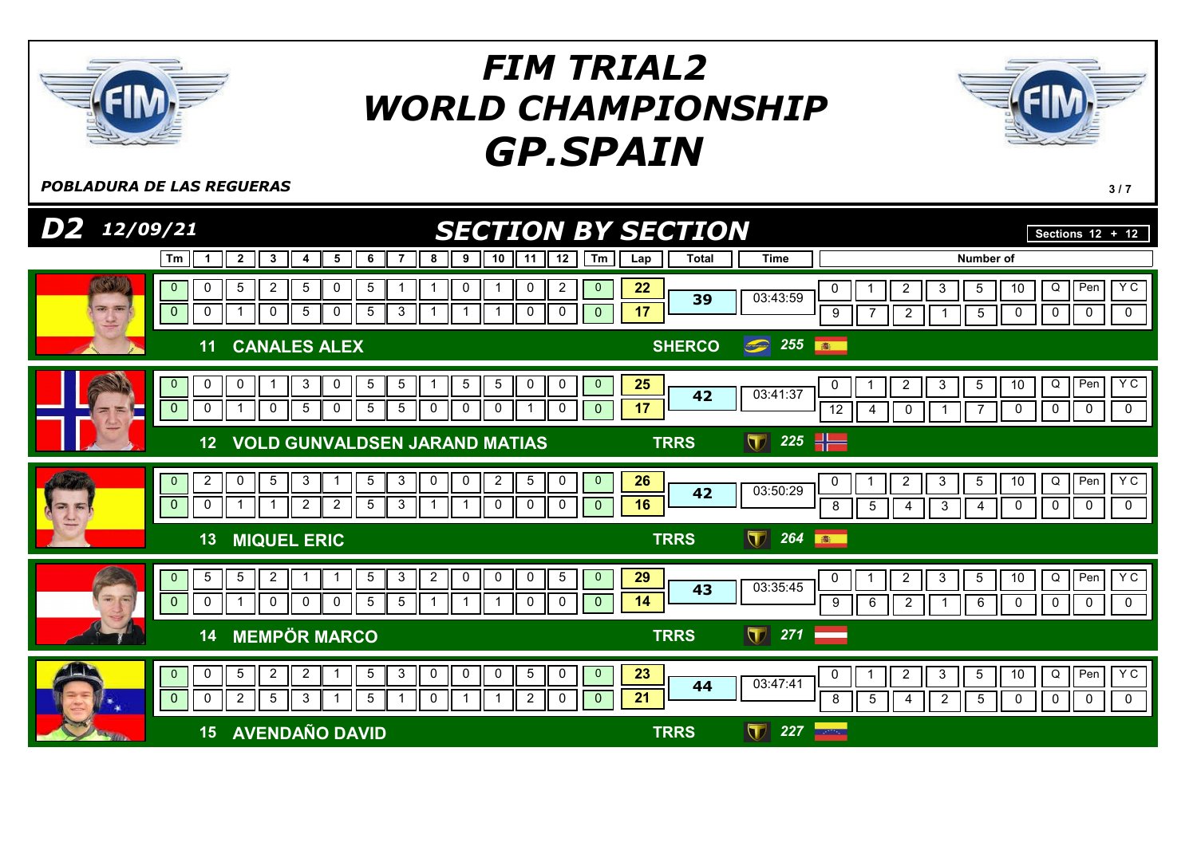# FIM TRIAL2 WORLD CHAMPIONSHIP GP.SPAIN

*POBLADURA DE LAS REGUERAS*

## D2 12/09/21 — SECTION BY SECTION

**Sections 12 + 12**

| Pos | Rider | Team | No. | Lap | Tm | 1 | 2 | 3 | 4 | 5 | 6 | 7 | 8 | 9 | 10 | 11 | 12 | Tm | Lap | Total | Time | 0 | 1 | 2 | 3 | 5 | 10 | Q | Pen | Y C |
|---|---|---|---|---|---|---|---|---|---|---|---|---|---|---|---|---|---|---|---|---|---|---|---|---|---|---|---|---|---|---|
| 11 | CANALES ALEX | SHERCO | 255 | 1 | 0 | 0 | 5 | 2 | 5 | 0 | 5 | 1 | 1 | 0 | 1 | 0 | 2 | 0 | 22 | 39 | 03:43:59 | 9 | 7 | 2 | 1 | 5 | 0 | 0 | 0 | 0 |
| | | | | 2 | 0 | 0 | 1 | 0 | 5 | 0 | 5 | 3 | 1 | 1 | 1 | 0 | 0 | 0 | 17 | | | | | | | | | | | |
| 12 | VOLD GUNVALDSEN JARAND MATIAS | TRRS | 225 | 1 | 0 | 0 | 0 | 1 | 3 | 0 | 5 | 5 | 1 | 5 | 5 | 0 | 0 | 0 | 25 | 42 | 03:41:37 | 12 | 4 | 0 | 1 | 7 | 0 | 0 | 0 | 0 |
| | | | | 2 | 0 | 0 | 1 | 0 | 5 | 0 | 5 | 5 | 0 | 0 | 0 | 1 | 0 | 0 | 17 | | | | | | | | | | | |
| 13 | MIQUEL ERIC | TRRS | 264 | 1 | 0 | 2 | 0 | 5 | 3 | 1 | 5 | 3 | 0 | 0 | 2 | 5 | 0 | 0 | 26 | 42 | 03:50:29 | 8 | 5 | 4 | 3 | 4 | 0 | 0 | 0 | 0 |
| | | | | 2 | 0 | 0 | 1 | 1 | 2 | 2 | 5 | 3 | 1 | 1 | 0 | 0 | 0 | 0 | 16 | | | | | | | | | | | |
| 14 | MEMPÖR MARCO | TRRS | 271 | 1 | 0 | 5 | 5 | 2 | 1 | 1 | 5 | 3 | 2 | 0 | 0 | 0 | 5 | 0 | 29 | 43 | 03:35:45 | 9 | 6 | 2 | 1 | 6 | 0 | 0 | 0 | 0 |
| | | | | 2 | 0 | 0 | 1 | 0 | 0 | 0 | 5 | 5 | 1 | 1 | 1 | 0 | 0 | 0 | 14 | | | | | | | | | | | |
| 15 | AVENDAÑO DAVID | TRRS | 227 | 1 | 0 | 0 | 5 | 2 | 2 | 1 | 5 | 3 | 0 | 0 | 0 | 5 | 0 | 0 | 23 | 44 | 03:47:41 | 8 | 5 | 4 | 2 | 5 | 0 | 0 | 0 | 0 |
| | | | | 2 | 0 | 0 | 2 | 5 | 3 | 1 | 5 | 1 | 0 | 1 | 1 | 2 | 0 | 0 | 21 | | | | | | | | | | | |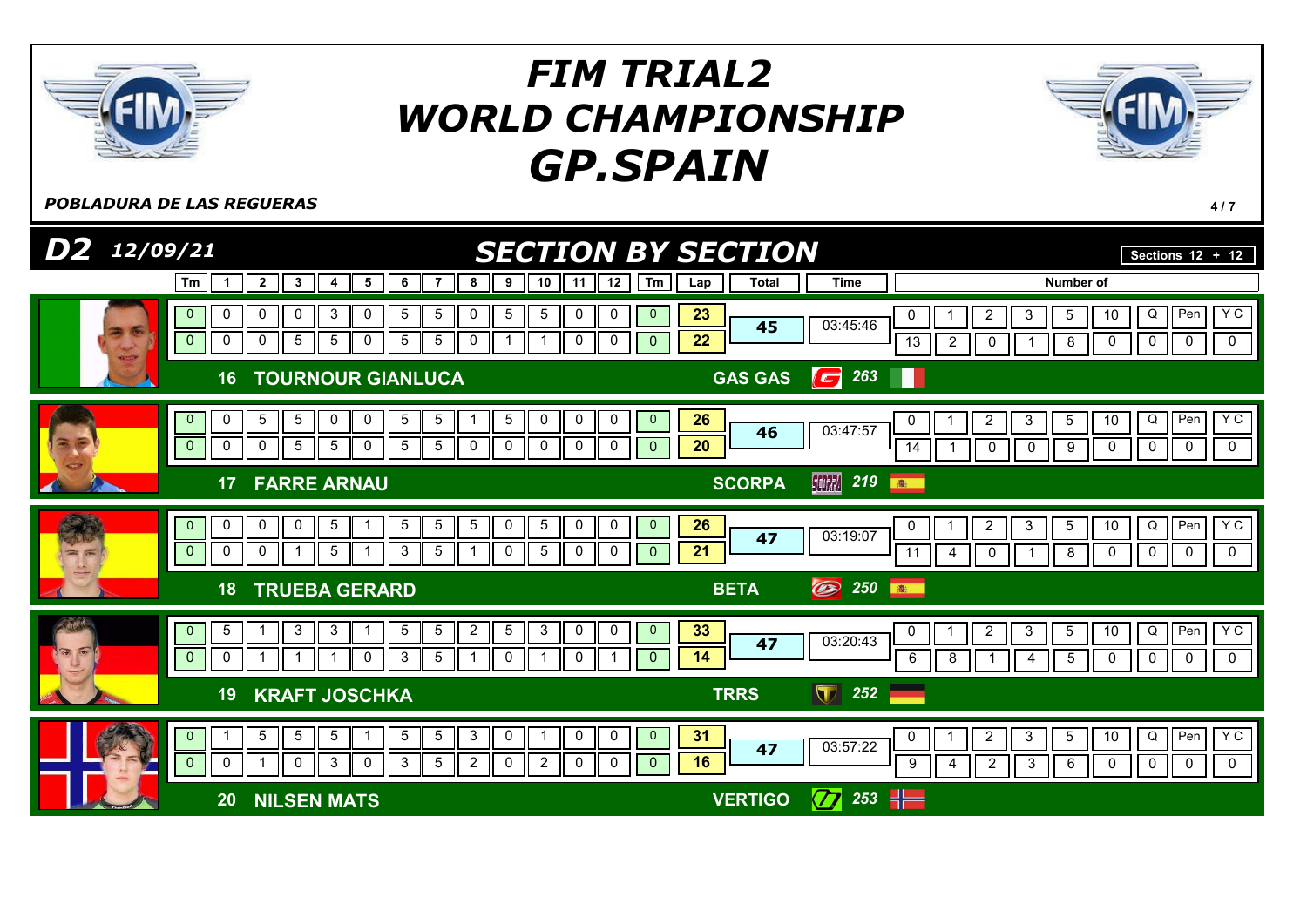# FIM TRIAL2 WORLD CHAMPIONSHIP GP.SPAIN

***POBLADURA DE LAS REGUERAS***

## D2 12/09/21 — SECTION BY SECTION

Sections 12 + 12

| No. | Rider | Brand | Bike | Lap | Tm | 1 | 2 | 3 | 4 | 5 | 6 | 7 | 8 | 9 | 10 | 11 | 12 | Tm | Lap total | Total | Time | 0 | 1 | 2 | 3 | 5 | 10 | Q | Pen | Y C |
|---|---|---|---|---|---|---|---|---|---|---|---|---|---|---|---|---|---|---|---|---|---|---|---|---|---|---|---|---|---|---|
| 16 | TOURNOUR GIANLUCA | GAS GAS | 263 | 1 | 0 | 0 | 0 | 0 | 3 | 0 | 5 | 5 | 0 | 5 | 5 | 0 | 0 | 0 | 23 | 45 | 03:45:46 | 13 | 2 | 0 | 1 | 8 | 0 | 0 | 0 | 0 |
| | | | | 2 | 0 | 0 | 0 | 5 | 5 | 0 | 5 | 5 | 0 | 1 | 1 | 0 | 0 | 0 | 22 | | | | | | | | | | | |
| 17 | FARRE ARNAU | SCORPA | 219 | 1 | 0 | 0 | 5 | 5 | 0 | 0 | 5 | 5 | 1 | 5 | 0 | 0 | 0 | 0 | 26 | 46 | 03:47:57 | 14 | 1 | 0 | 0 | 9 | 0 | 0 | 0 | 0 |
| | | | | 2 | 0 | 0 | 0 | 5 | 5 | 0 | 5 | 5 | 0 | 0 | 0 | 0 | 0 | 0 | 20 | | | | | | | | | | | |
| 18 | TRUEBA GERARD | BETA | 250 | 1 | 0 | 0 | 0 | 0 | 5 | 1 | 5 | 5 | 5 | 0 | 5 | 0 | 0 | 0 | 26 | 47 | 03:19:07 | 11 | 4 | 0 | 1 | 8 | 0 | 0 | 0 | 0 |
| | | | | 2 | 0 | 0 | 0 | 1 | 5 | 1 | 3 | 5 | 1 | 0 | 5 | 0 | 0 | 0 | 21 | | | | | | | | | | | |
| 19 | KRAFT JOSCHKA | TRRS | 252 | 1 | 0 | 5 | 1 | 3 | 3 | 1 | 5 | 5 | 2 | 5 | 3 | 0 | 0 | 0 | 33 | 47 | 03:20:43 | 6 | 8 | 1 | 4 | 5 | 0 | 0 | 0 | 0 |
| | | | | 2 | 0 | 0 | 1 | 1 | 1 | 0 | 3 | 5 | 1 | 0 | 1 | 0 | 1 | 0 | 14 | | | | | | | | | | | |
| 20 | NILSEN MATS | VERTIGO | 253 | 1 | 0 | 1 | 5 | 5 | 5 | 1 | 5 | 5 | 3 | 0 | 1 | 0 | 0 | 0 | 31 | 47 | 03:57:22 | 9 | 4 | 2 | 3 | 6 | 0 | 0 | 0 | 0 |
| | | | | 2 | 0 | 0 | 1 | 0 | 3 | 0 | 3 | 5 | 2 | 0 | 2 | 0 | 0 | 0 | 16 | | | | | | | | | | | |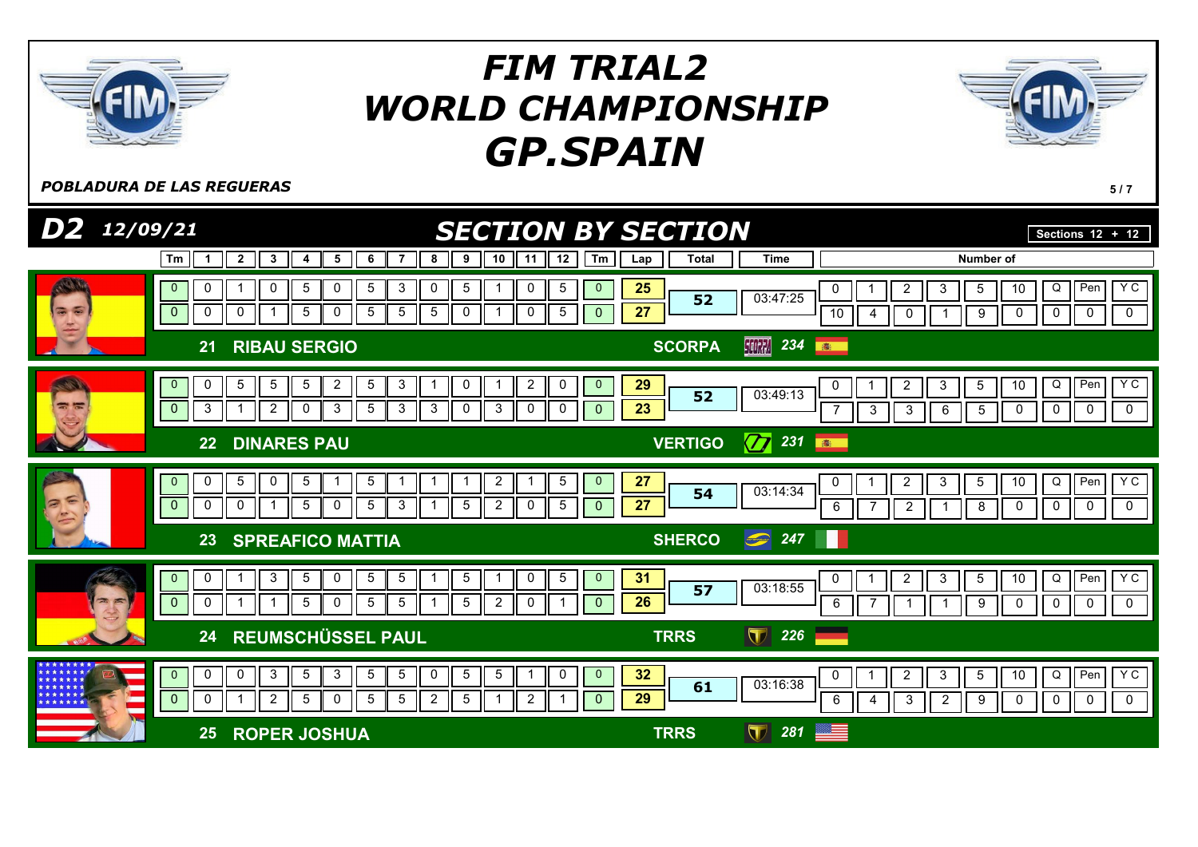# FIM TRIAL2 WORLD CHAMPIONSHIP GP.SPAIN

*POBLADURA DE LAS REGUERAS*

## D2 12/09/21 — SECTION BY SECTION

Sections 12 + 12

| No. | Rider | Team | Bike No. | Lap | Tm | 1 | 2 | 3 | 4 | 5 | 6 | 7 | 8 | 9 | 10 | 11 | 12 | Tm | Lap total | Total | Time | 0 | 1 | 2 | 3 | 5 | 10 | Q | Pen | Y C |
|---|---|---|---|---|---|---|---|---|---|---|---|---|---|---|---|---|---|---|---|---|---|---|---|---|---|---|---|---|---|---|
| 21 | RIBAU SERGIO | SCORPA | 234 | 1 | 0 | 0 | 1 | 0 | 5 | 0 | 5 | 3 | 0 | 5 | 1 | 0 | 5 | 0 | 25 | 52 | 03:47:25 | 10 | 4 | 0 | 1 | 9 | 0 | 0 | 0 | 0 |
| | | | | 2 | 0 | 0 | 0 | 1 | 5 | 0 | 5 | 5 | 5 | 0 | 1 | 0 | 5 | 0 | 27 | | | | | | | | | | | |
| 22 | DINARES PAU | VERTIGO | 231 | 1 | 0 | 0 | 5 | 5 | 5 | 2 | 5 | 3 | 1 | 0 | 1 | 2 | 0 | 0 | 29 | 52 | 03:49:13 | 7 | 3 | 3 | 6 | 5 | 0 | 0 | 0 | 0 |
| | | | | 2 | 0 | 3 | 1 | 2 | 0 | 3 | 5 | 3 | 3 | 0 | 3 | 0 | 0 | 0 | 23 | | | | | | | | | | | |
| 23 | SPREAFICO MATTIA | SHERCO | 247 | 1 | 0 | 0 | 5 | 0 | 5 | 1 | 5 | 1 | 1 | 1 | 2 | 1 | 5 | 0 | 27 | 54 | 03:14:34 | 6 | 7 | 2 | 1 | 8 | 0 | 0 | 0 | 0 |
| | | | | 2 | 0 | 0 | 0 | 1 | 5 | 0 | 5 | 3 | 1 | 5 | 2 | 0 | 5 | 0 | 27 | | | | | | | | | | | |
| 24 | REUMSCHÜSSEL PAUL | TRRS | 226 | 1 | 0 | 0 | 1 | 3 | 5 | 0 | 5 | 5 | 1 | 5 | 1 | 0 | 5 | 0 | 31 | 57 | 03:18:55 | 6 | 7 | 1 | 1 | 9 | 0 | 0 | 0 | 0 |
| | | | | 2 | 0 | 0 | 1 | 1 | 5 | 0 | 5 | 5 | 1 | 5 | 2 | 0 | 1 | 0 | 26 | | | | | | | | | | | |
| 25 | ROPER JOSHUA | TRRS | 281 | 1 | 0 | 0 | 0 | 3 | 5 | 3 | 5 | 5 | 0 | 5 | 5 | 1 | 0 | 0 | 32 | 61 | 03:16:38 | 6 | 4 | 3 | 2 | 9 | 0 | 0 | 0 | 0 |
| | | | | 2 | 0 | 0 | 1 | 2 | 5 | 0 | 5 | 5 | 2 | 5 | 1 | 2 | 1 | 0 | 29 | | | | | | | | | | | |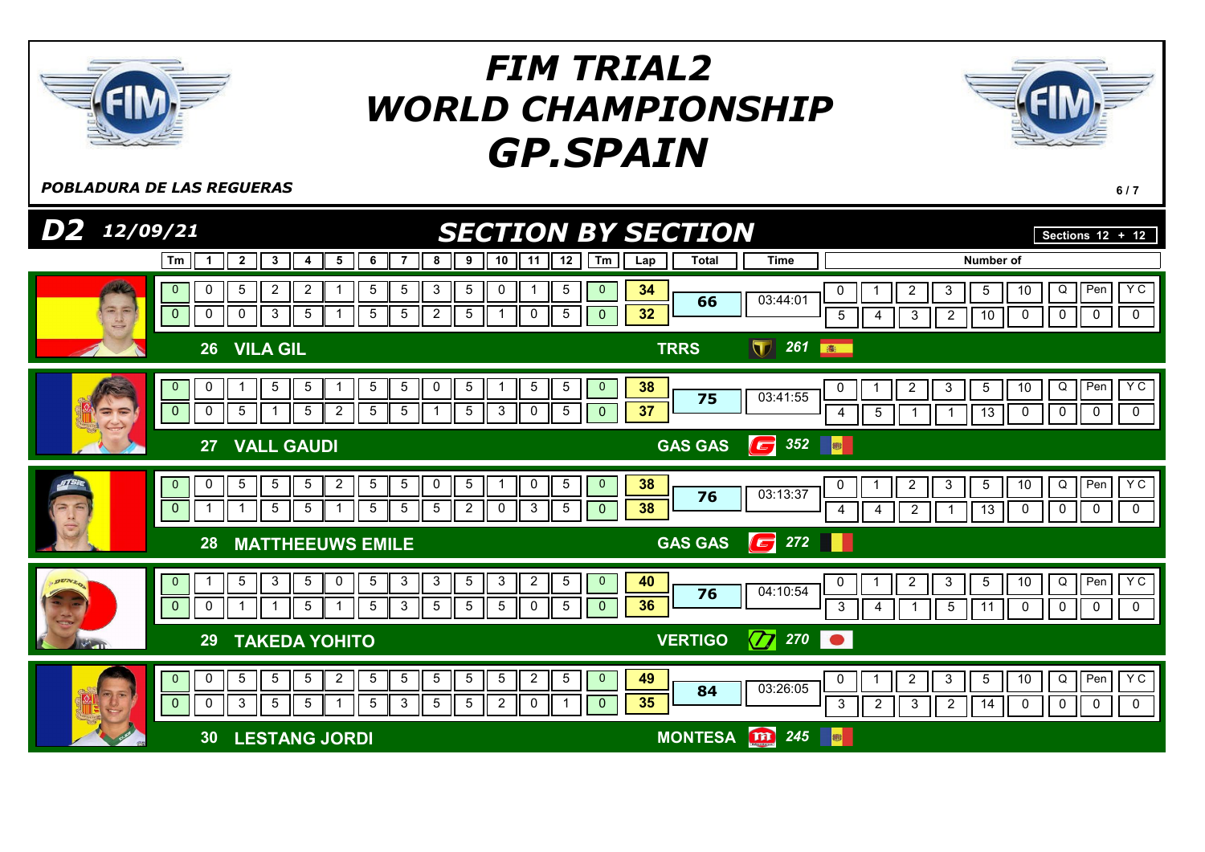# FIM TRIAL2 WORLD CHAMPIONSHIP GP.SPAIN

*POBLADURA DE LAS REGUERAS*

## D2 12/09/21 — SECTION BY SECTION

Sections 12 + 12

| Rider | Tm | 1 | 2 | 3 | 4 | 5 | 6 | 7 | 8 | 9 | 10 | 11 | 12 | Tm | Lap | Total | Time | 0 | 1 | 2 | 3 | 5 | 10 | Q | Pen | Y C |
|---|---|---|---|---|---|---|---|---|---|---|---|---|---|---|---|---|---|---|---|---|---|---|---|---|---|---|
| 26 VILA GIL — TRRS 261 | 0 | 0 | 5 | 2 | 2 | 1 | 5 | 5 | 3 | 5 | 0 | 1 | 5 | 0 | 34 | 66 | 03:44:01 | 5 | 4 | 3 | 2 | 10 | 0 | 0 | 0 | 0 |
| | 0 | 0 | 0 | 3 | 5 | 1 | 5 | 5 | 2 | 5 | 1 | 0 | 5 | 0 | 32 | | | | | | | | | | | |
| 27 VALL GAUDI — GAS GAS 352 | 0 | 0 | 1 | 5 | 5 | 1 | 5 | 5 | 0 | 5 | 1 | 5 | 5 | 0 | 38 | 75 | 03:41:55 | 4 | 5 | 1 | 1 | 13 | 0 | 0 | 0 | 0 |
| | 0 | 0 | 5 | 1 | 5 | 2 | 5 | 5 | 1 | 5 | 3 | 0 | 5 | 0 | 37 | | | | | | | | | | | |
| 28 MATTHEEUWS EMILE — GAS GAS 272 | 0 | 0 | 5 | 5 | 5 | 2 | 5 | 5 | 0 | 5 | 1 | 0 | 5 | 0 | 38 | 76 | 03:13:37 | 4 | 4 | 2 | 1 | 13 | 0 | 0 | 0 | 0 |
| | 0 | 1 | 1 | 5 | 5 | 1 | 5 | 5 | 5 | 2 | 0 | 3 | 5 | 0 | 38 | | | | | | | | | | | |
| 29 TAKEDA YOHITO — VERTIGO 270 | 0 | 1 | 5 | 3 | 5 | 0 | 5 | 3 | 3 | 5 | 3 | 2 | 5 | 0 | 40 | 76 | 04:10:54 | 3 | 4 | 1 | 5 | 11 | 0 | 0 | 0 | 0 |
| | 0 | 0 | 1 | 1 | 5 | 1 | 5 | 3 | 5 | 5 | 5 | 0 | 5 | 0 | 36 | | | | | | | | | | | |
| 30 LESTANG JORDI — MONTESA 245 | 0 | 0 | 5 | 5 | 5 | 2 | 5 | 5 | 5 | 5 | 5 | 2 | 5 | 0 | 49 | 84 | 03:26:05 | 3 | 2 | 3 | 2 | 14 | 0 | 0 | 0 | 0 |
| | 0 | 0 | 3 | 5 | 5 | 1 | 5 | 3 | 5 | 5 | 2 | 0 | 1 | 0 | 35 | | | | | | | | | | | |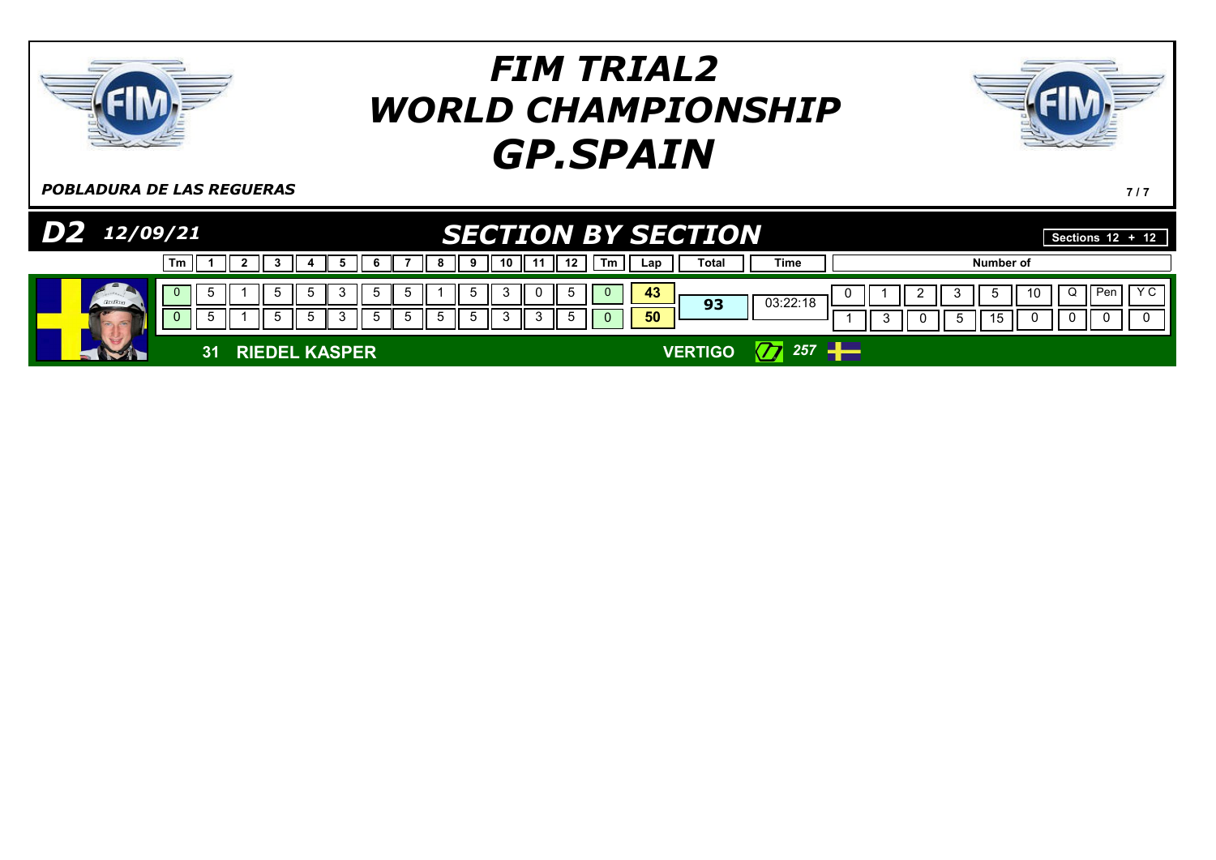# FIM TRIAL2
# WORLD CHAMPIONSHIP
# GP.SPAIN

*POBLADURA DE LAS REGUERAS*

## D2 12/09/21 — SECTION BY SECTION

**Sections 12 + 12**

| Tm | 1 | 2 | 3 | 4 | 5 | 6 | 7 | 8 | 9 | 10 | 11 | 12 | Tm | Lap | Total | Time |
|---|---|---|---|---|---|---|---|---|---|---|---|---|---|---|---|---|
| 0 | 5 | 1 | 5 | 5 | 3 | 5 | 5 | 1 | 5 | 3 | 0 | 5 | 0 | 43 | 93 | 03:22:18 |
| 0 | 5 | 1 | 5 | 5 | 3 | 5 | 5 | 5 | 5 | 3 | 3 | 5 | 0 | 50 | | |

**Number of**

| 0 | 1 | 2 | 3 | 5 | 10 | Q | Pen | Y C |
|---|---|---|---|---|---|---|---|---|
| 1 | 3 | 0 | 5 | 15 | 0 | 0 | 0 | 0 |

**31 RIEDEL KASPER** — **VERTIGO** 257